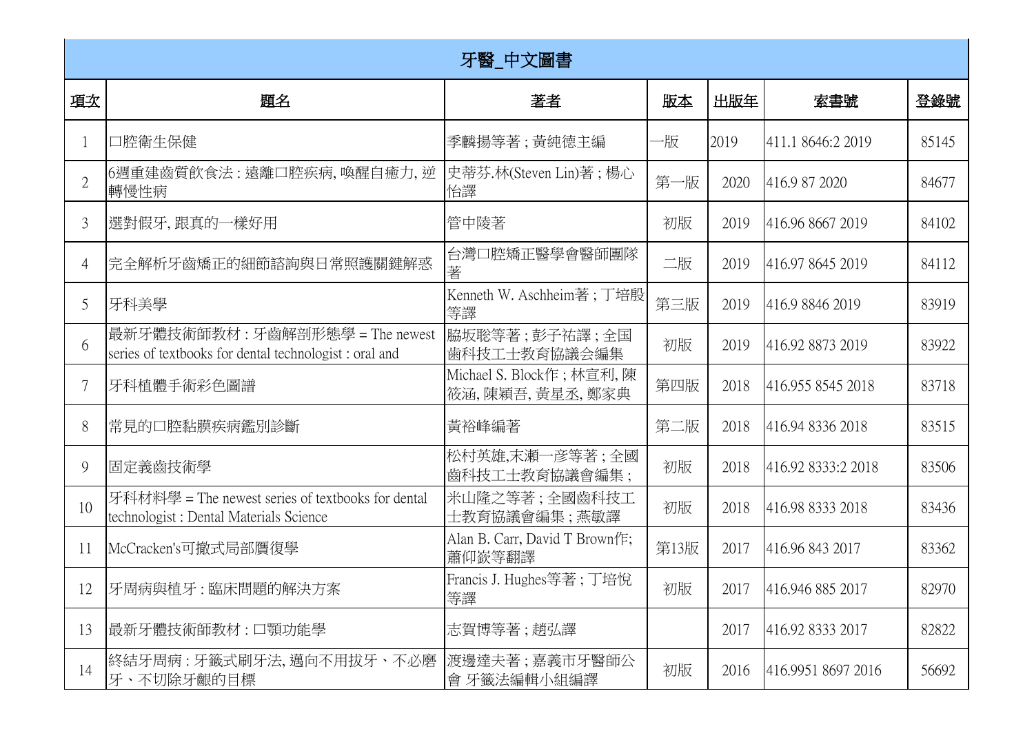| 牙醫_中文圖書 | | | | | | |
|---|---|---|---|---|---|---|
| 項次 | 題名 | 著者 | 版本 | 出版年 | 索書號 | 登錄號 |
| 1 | 口腔衛生保健 | 季麟揚等著 ; 黃純德主編 | 一版 | 2019 | 411.1 8646:2 2019 | 85145 |
| 2 | 6週重建齒質飲食法 : 遠離口腔疾病, 喚醒自癒力, 逆轉慢性病 | 史蒂芬.林(Steven Lin)著 ; 楊心怡譯 | 第一版 | 2020 | 416.9 87 2020 | 84677 |
| 3 | 選對假牙, 跟真的一樣好用 | 管中陵著 | 初版 | 2019 | 416.96 8667 2019 | 84102 |
| 4 | 完全解析牙齒矯正的細節諮詢與日常照護關鍵解惑 | 台灣口腔矯正醫學會醫師團隊著 | 二版 | 2019 | 416.97 8645 2019 | 84112 |
| 5 | 牙科美學 | Kenneth W. Aschheim著 ; 丁培殷等譯 | 第三版 | 2019 | 416.9 8846 2019 | 83919 |
| 6 | 最新牙體技術師教材 : 牙齒解剖形態學 = The newest series of textbooks for dental technologist : oral and | 脇坂聡等著 ; 彭子祐譯 ; 全国歯科技工士教育協議会編集 | 初版 | 2019 | 416.92 8873 2019 | 83922 |
| 7 | 牙科植體手術彩色圖譜 | Michael S. Block作 ; 林宣利, 陳筱涵, 陳穎吾, 黃星丞, 鄭家典 | 第四版 | 2018 | 416.955 8545 2018 | 83718 |
| 8 | 常見的口腔黏膜疾病鑑別診斷 | 黃裕峰編著 | 第二版 | 2018 | 416.94 8336 2018 | 83515 |
| 9 | 固定義齒技術學 | 松村英雄,末瀨一彥等著 ; 全國齒科技工士教育協議會編集 ; | 初版 | 2018 | 416.92 8333:2 2018 | 83506 |
| 10 | 牙科材料學 = The newest series of textbooks for dental technologist : Dental Materials Science | 米山隆之等著 ; 全國齒科技工士教育協議會編集 ; 燕敏譯 | 初版 | 2018 | 416.98 8333 2018 | 83436 |
| 11 | McCracken's可撤式局部贋復學 | Alan B. Carr, David T Brown作; 蕭仰嶔等翻譯 | 第13版 | 2017 | 416.96 843 2017 | 83362 |
| 12 | 牙周病與植牙 : 臨床問題的解決方案 | Francis J. Hughes等著 ; 丁培悅等譯 | 初版 | 2017 | 416.946 885 2017 | 82970 |
| 13 | 最新牙體技術師教材 : 口顎功能學 | 志賀博等著 ; 趙弘譯 | | 2017 | 416.92 8333 2017 | 82822 |
| 14 | 終結牙周病 : 牙籤式刷牙法, 邁向不用拔牙、不必磨牙、不切除牙齦的目標 | 渡邊達夫著 ; 嘉義市牙醫師公會 牙籤法編輯小組編譯 | 初版 | 2016 | 416.9951 8697 2016 | 56692 |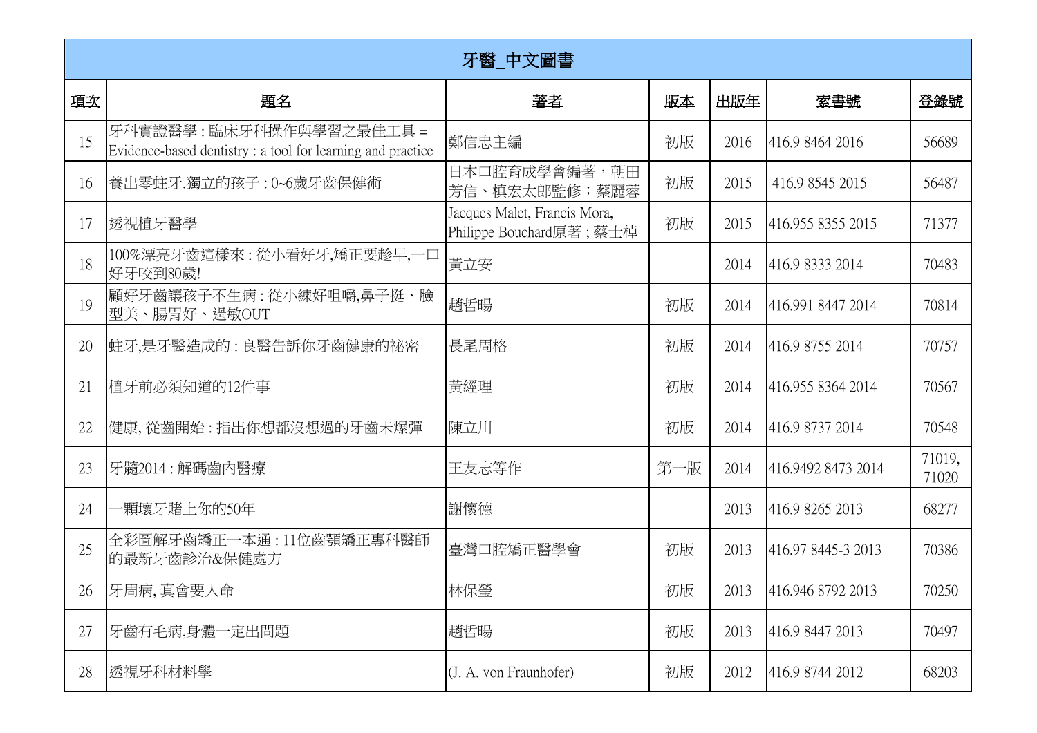| 牙醫_中文圖書 | | | | | | |
|---|---|---|---|---|---|---|
| 項次 | 題名 | 著者 | 版本 | 出版年 | 索書號 | 登錄號 |
| 15 | 牙科實證醫學 : 臨床牙科操作與學習之最佳工具 = Evidence-based dentistry : a tool for learning and practice | 鄭信忠主編 | 初版 | 2016 | 416.9 8464 2016 | 56689 |
| 16 | 養出零蛀牙.獨立的孩子 : 0~6歲牙齒保健術 | 日本口腔育成學會編著，朝田芳信、槙宏太郎監修；蔡麗蓉 | 初版 | 2015 | 416.9 8545 2015 | 56487 |
| 17 | 透視植牙醫學 | Jacques Malet, Francis Mora, Philippe Bouchard原著 ; 蔡士棹 | 初版 | 2015 | 416.955 8355 2015 | 71377 |
| 18 | 100%漂亮牙齒這樣來 : 從小看好牙,矯正要趁早,一口好牙咬到80歲! | 黃立安 | | 2014 | 416.9 8333 2014 | 70483 |
| 19 | 顧好牙齒讓孩子不生病 : 從小練好咀嚼,鼻子挺、臉型美、腸胃好、過敏OUT | 趙哲暘 | 初版 | 2014 | 416.991 8447 2014 | 70814 |
| 20 | 蛀牙,是牙醫造成的 : 良醫告訴你牙齒健康的祕密 | 長尾周格 | 初版 | 2014 | 416.9 8755 2014 | 70757 |
| 21 | 植牙前必須知道的12件事 | 黃經理 | 初版 | 2014 | 416.955 8364 2014 | 70567 |
| 22 | 健康, 從齒開始 : 指出你想都沒想過的牙齒未爆彈 | 陳立川 | 初版 | 2014 | 416.9 8737 2014 | 70548 |
| 23 | 牙髓2014 : 解碼齒內醫療 | 王友志等作 | 第一版 | 2014 | 416.9492 8473 2014 | 71019, 71020 |
| 24 | 一顆壞牙賭上你的50年 | 謝懷德 | | 2013 | 416.9 8265 2013 | 68277 |
| 25 | 全彩圖解牙齒矯正一本通 : 11位齒顎矯正專科醫師的最新牙齒診治&保健處方 | 臺灣口腔矯正醫學會 | 初版 | 2013 | 416.97 8445-3 2013 | 70386 |
| 26 | 牙周病, 真會要人命 | 林保瑩 | 初版 | 2013 | 416.946 8792 2013 | 70250 |
| 27 | 牙齒有毛病,身體一定出問題 | 趙哲暘 | 初版 | 2013 | 416.9 8447 2013 | 70497 |
| 28 | 透視牙科材料學 | (J. A. von Fraunhofer) | 初版 | 2012 | 416.9 8744 2012 | 68203 |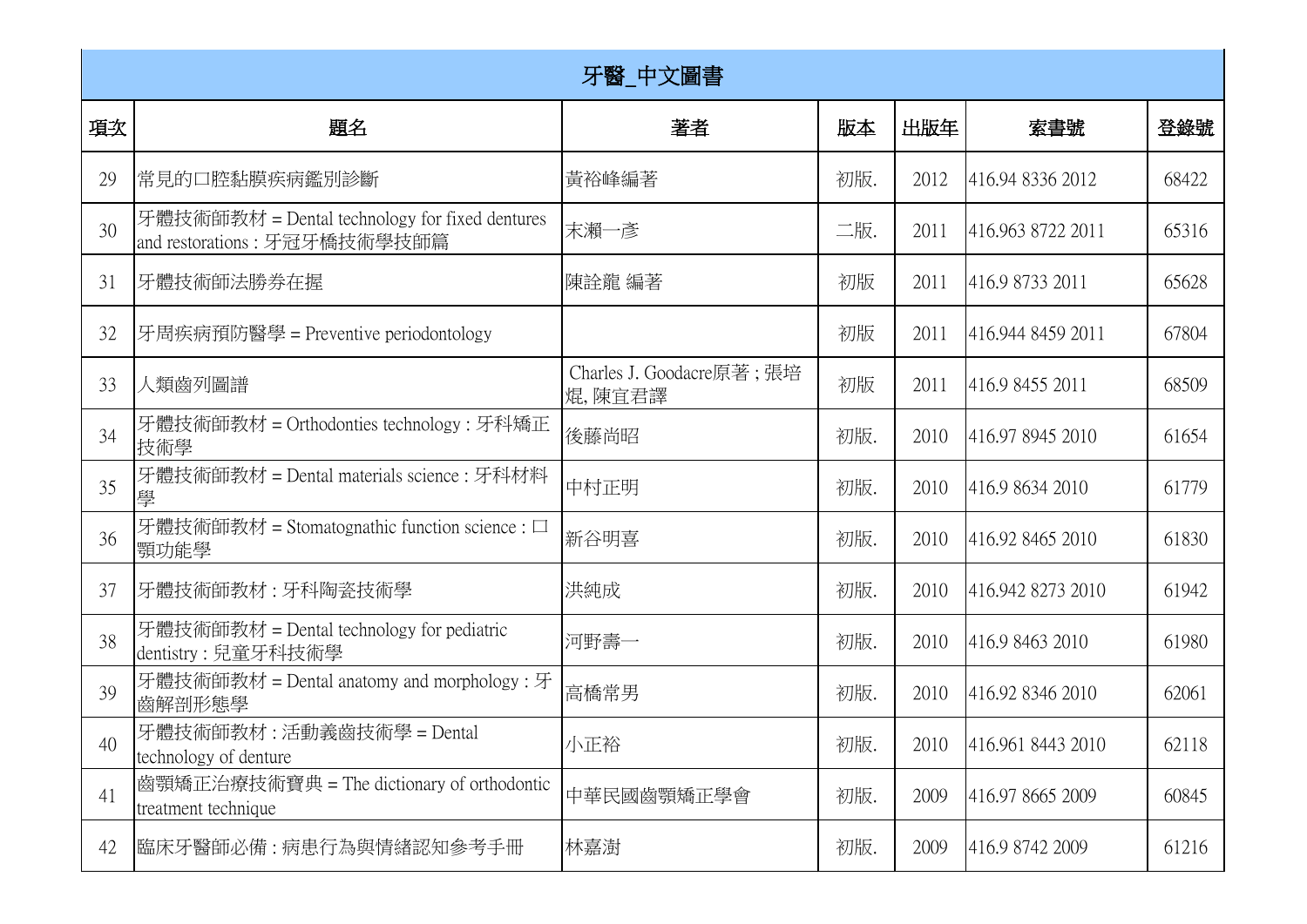| 牙醫_中文圖書 | | | | | | |
|---|---|---|---|---|---|---|
| 項次 | 題名 | 著者 | 版本 | 出版年 | 索書號 | 登錄號 |
| 29 | 常見的口腔黏膜疾病鑑別診斷 | 黃裕峰編著 | 初版. | 2012 | 416.94 8336 2012 | 68422 |
| 30 | 牙體技術師教材 = Dental technology for fixed dentures and restorations : 牙冠牙橋技術學技師篇 | 末瀨一彥 | 二版. | 2011 | 416.963 8722 2011 | 65316 |
| 31 | 牙體技術師法勝券在握 | 陳詮龍 編著 | 初版 | 2011 | 416.9 8733 2011 | 65628 |
| 32 | 牙周疾病預防醫學 = Preventive periodontology | | 初版 | 2011 | 416.944 8459 2011 | 67804 |
| 33 | 人類齒列圖譜 | Charles J. Goodacre原著 ; 張培焜, 陳宜君譯 | 初版 | 2011 | 416.9 8455 2011 | 68509 |
| 34 | 牙體技術師教材 = Orthodonties technology : 牙科矯正技術學 | 後藤尚昭 | 初版. | 2010 | 416.97 8945 2010 | 61654 |
| 35 | 牙體技術師教材 = Dental materials science : 牙科材料學 | 中村正明 | 初版. | 2010 | 416.9 8634 2010 | 61779 |
| 36 | 牙體技術師教材 = Stomatognathic function science : 口顎功能學 | 新谷明喜 | 初版. | 2010 | 416.92 8465 2010 | 61830 |
| 37 | 牙體技術師教材 : 牙科陶瓷技術學 | 洪純成 | 初版. | 2010 | 416.942 8273 2010 | 61942 |
| 38 | 牙體技術師教材 = Dental technology for pediatric dentistry : 兒童牙科技術學 | 河野壽一 | 初版. | 2010 | 416.9 8463 2010 | 61980 |
| 39 | 牙體技術師教材 = Dental anatomy and morphology : 牙齒解剖形態學 | 高橋常男 | 初版. | 2010 | 416.92 8346 2010 | 62061 |
| 40 | 牙體技術師教材 : 活動義齒技術學 = Dental technology of denture | 小正裕 | 初版. | 2010 | 416.961 8443 2010 | 62118 |
| 41 | 齒顎矯正治療技術寶典 = The dictionary of orthodontic treatment technique | 中華民國齒顎矯正學會 | 初版. | 2009 | 416.97 8665 2009 | 60845 |
| 42 | 臨床牙醫師必備 : 病患行為與情緒認知參考手冊 | 林嘉澍 | 初版. | 2009 | 416.9 8742 2009 | 61216 |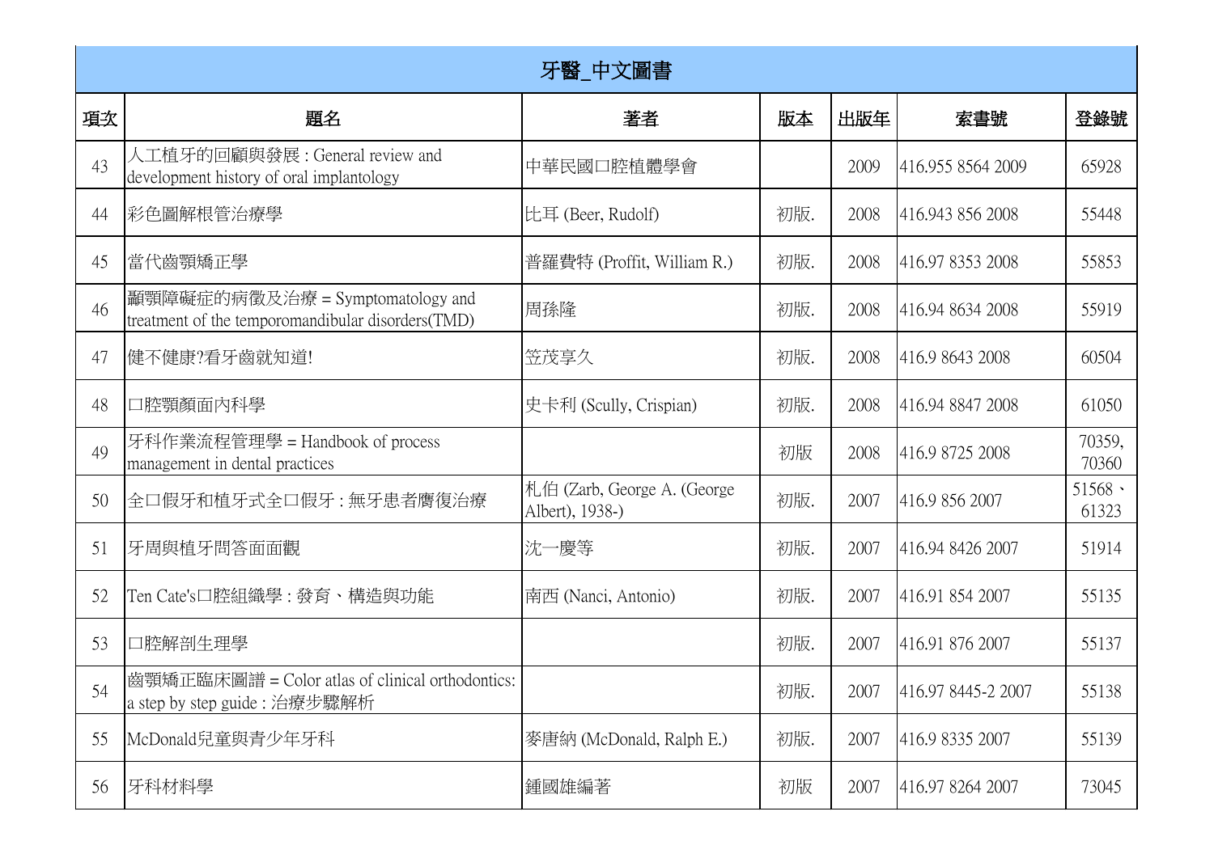| 牙醫_中文圖書 | | | | | | |
|---|---|---|---|---|---|---|
| 項次 | 題名 | 著者 | 版本 | 出版年 | 索書號 | 登錄號 |
| 43 | 人工植牙的回顧與發展 : General review and development history of oral implantology | 中華民國口腔植體學會 | | 2009 | 416.955 8564 2009 | 65928 |
| 44 | 彩色圖解根管治療學 | 比耳 (Beer, Rudolf) | 初版. | 2008 | 416.943 856 2008 | 55448 |
| 45 | 當代齒顎矯正學 | 普羅費特 (Proffit, William R.) | 初版. | 2008 | 416.97 8353 2008 | 55853 |
| 46 | 顳顎障礙症的病徵及治療 = Symptomatology and treatment of the temporomandibular disorders(TMD) | 周孫隆 | 初版. | 2008 | 416.94 8634 2008 | 55919 |
| 47 | 健不健康?看牙齒就知道! | 笠茂享久 | 初版. | 2008 | 416.9 8643 2008 | 60504 |
| 48 | 口腔顎顏面內科學 | 史卡利 (Scully, Crispian) | 初版. | 2008 | 416.94 8847 2008 | 61050 |
| 49 | 牙科作業流程管理學 = Handbook of process management in dental practices | | 初版 | 2008 | 416.9 8725 2008 | 70359, 70360 |
| 50 | 全口假牙和植牙式全口假牙 : 無牙患者贗復治療 | 札伯 (Zarb, George A. (George Albert), 1938-) | 初版. | 2007 | 416.9 856 2007 | 51568、61323 |
| 51 | 牙周與植牙問答面面觀 | 沈一慶等 | 初版. | 2007 | 416.94 8426 2007 | 51914 |
| 52 | Ten Cate's口腔組織學 : 發育、構造與功能 | 南西 (Nanci, Antonio) | 初版. | 2007 | 416.91 854 2007 | 55135 |
| 53 | 口腔解剖生理學 | | 初版. | 2007 | 416.91 876 2007 | 55137 |
| 54 | 齒顎矯正臨床圖譜 = Color atlas of clinical orthodontics: a step by step guide : 治療步驟解析 | | 初版. | 2007 | 416.97 8445-2 2007 | 55138 |
| 55 | McDonald兒童與青少年牙科 | 麥唐納 (McDonald, Ralph E.) | 初版. | 2007 | 416.9 8335 2007 | 55139 |
| 56 | 牙科材料學 | 鍾國雄編著 | 初版 | 2007 | 416.97 8264 2007 | 73045 |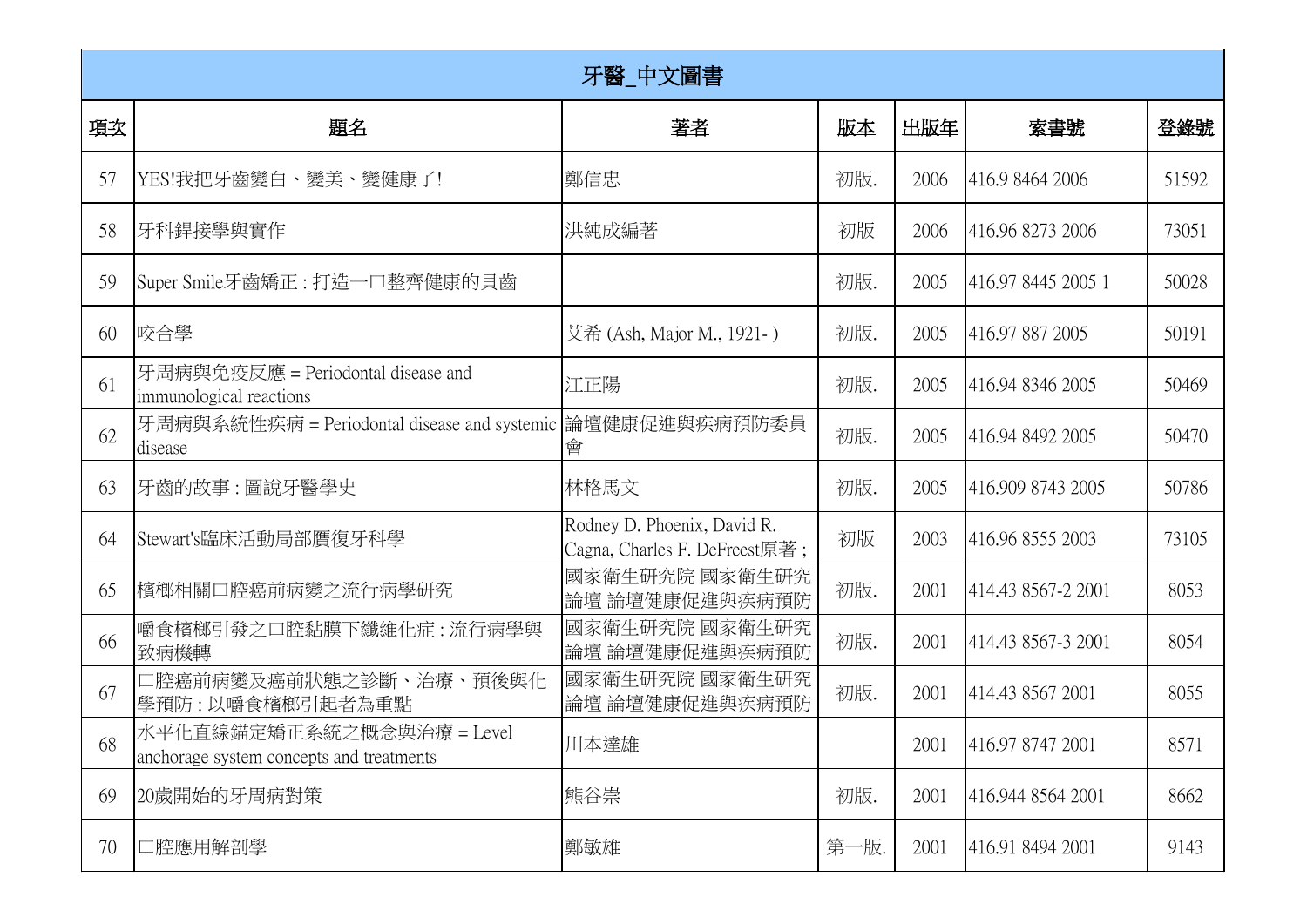| 牙醫_中文圖書 | | | | | | |
|---|---|---|---|---|---|---|
| 項次 | 題名 | 著者 | 版本 | 出版年 | 索書號 | 登錄號 |
| 57 | YES!我把牙齒變白、變美、變健康了! | 鄭信忠 | 初版. | 2006 | 416.9 8464 2006 | 51592 |
| 58 | 牙科銲接學與實作 | 洪純成編著 | 初版 | 2006 | 416.96 8273 2006 | 73051 |
| 59 | Super Smile牙齒矯正 : 打造一口整齊健康的貝齒 | | 初版. | 2005 | 416.97 8445 2005 1 | 50028 |
| 60 | 咬合學 | 艾希 (Ash, Major M., 1921- ) | 初版. | 2005 | 416.97 887 2005 | 50191 |
| 61 | 牙周病與免疫反應 = Periodontal disease and immunological reactions | 江正陽 | 初版. | 2005 | 416.94 8346 2005 | 50469 |
| 62 | 牙周病與系統性疾病 = Periodontal disease and systemic disease | 論壇健康促進與疾病預防委員會 | 初版. | 2005 | 416.94 8492 2005 | 50470 |
| 63 | 牙齒的故事 : 圖說牙醫學史 | 林格馬文 | 初版. | 2005 | 416.909 8743 2005 | 50786 |
| 64 | Stewart's臨床活動局部贋復牙科學 | Rodney D. Phoenix, David R. Cagna, Charles F. DeFreest原著 ; | 初版 | 2003 | 416.96 8555 2003 | 73105 |
| 65 | 檳榔相關口腔癌前病變之流行病學研究 | 國家衛生研究院 國家衛生研究論壇 論壇健康促進與疾病預防 | 初版. | 2001 | 414.43 8567-2 2001 | 8053 |
| 66 | 嚼食檳榔引發之口腔黏膜下纖維化症 : 流行病學與致病機轉 | 國家衛生研究院 國家衛生研究論壇 論壇健康促進與疾病預防 | 初版. | 2001 | 414.43 8567-3 2001 | 8054 |
| 67 | 口腔癌前病變及癌前狀態之診斷、治療、預後與化學預防 : 以嚼食檳榔引起者為重點 | 國家衛生研究院 國家衛生研究論壇 論壇健康促進與疾病預防 | 初版. | 2001 | 414.43 8567 2001 | 8055 |
| 68 | 水平化直線錨定矯正系統之概念與治療 = Level anchorage system concepts and treatments | 川本達雄 | | 2001 | 416.97 8747 2001 | 8571 |
| 69 | 20歲開始的牙周病對策 | 熊谷崇 | 初版. | 2001 | 416.944 8564 2001 | 8662 |
| 70 | 口腔應用解剖學 | 鄭敏雄 | 第一版. | 2001 | 416.91 8494 2001 | 9143 |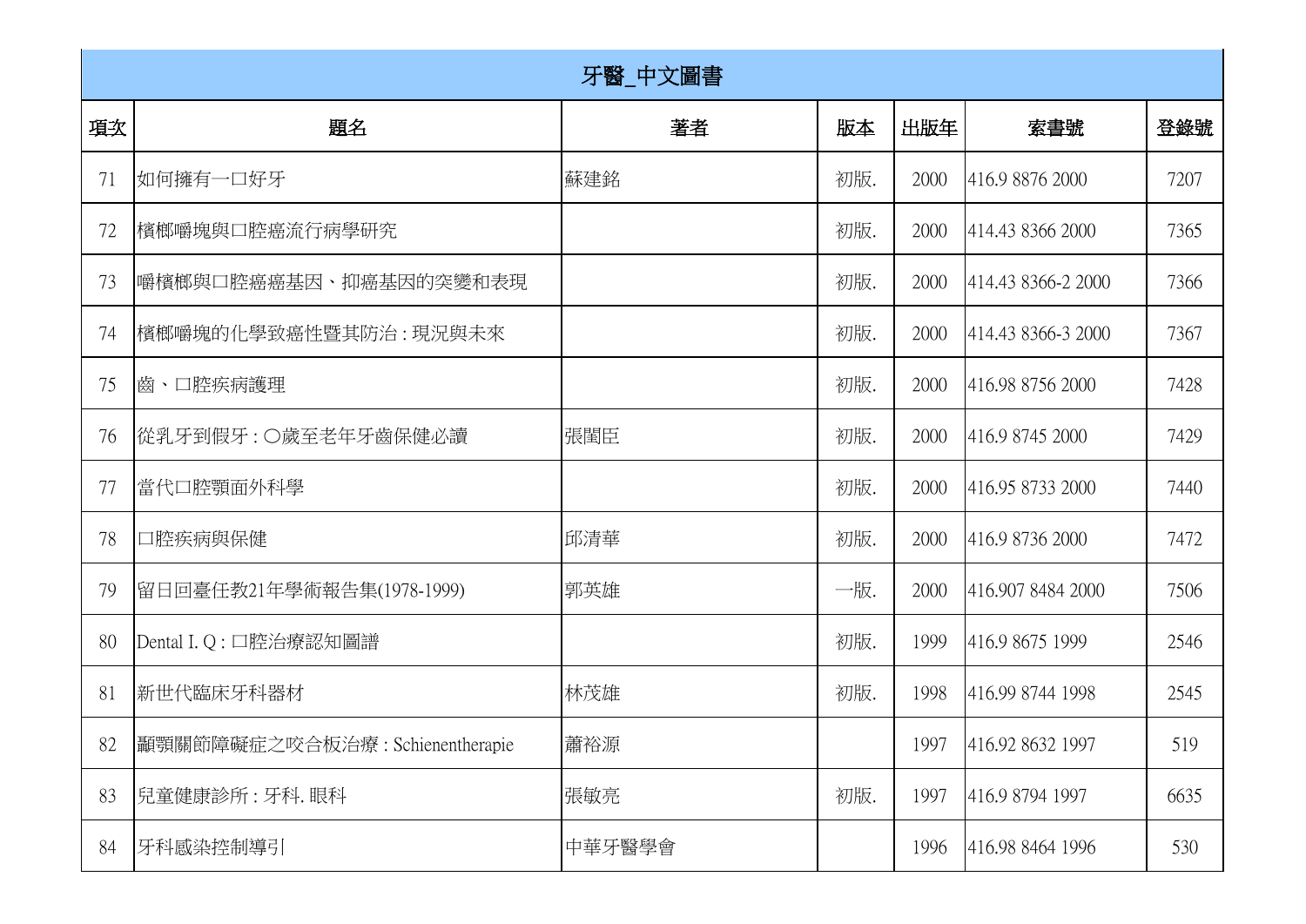| 牙醫_中文圖書 | | | | | | |
|---|---|---|---|---|---|---|
| 項次 | 題名 | 著者 | 版本 | 出版年 | 索書號 | 登錄號 |
| 71 | 如何擁有一口好牙 | 蘇建銘 | 初版. | 2000 | 416.9 8876 2000 | 7207 |
| 72 | 檳榔嚼塊與口腔癌流行病學研究 | | 初版. | 2000 | 414.43 8366 2000 | 7365 |
| 73 | 嚼檳榔與口腔癌癌基因、抑癌基因的突變和表現 | | 初版. | 2000 | 414.43 8366-2 2000 | 7366 |
| 74 | 檳榔嚼塊的化學致癌性暨其防治 : 現況與未來 | | 初版. | 2000 | 414.43 8366-3 2000 | 7367 |
| 75 | 齒、口腔疾病護理 | | 初版. | 2000 | 416.98 8756 2000 | 7428 |
| 76 | 從乳牙到假牙 : ○歲至老年牙齒保健必讀 | 張閩臣 | 初版. | 2000 | 416.9 8745 2000 | 7429 |
| 77 | 當代口腔顎面外科學 | | 初版. | 2000 | 416.95 8733 2000 | 7440 |
| 78 | 口腔疾病與保健 | 邱清華 | 初版. | 2000 | 416.9 8736 2000 | 7472 |
| 79 | 留日回臺任教21年學術報告集(1978-1999) | 郭英雄 | 一版. | 2000 | 416.907 8484 2000 | 7506 |
| 80 | Dental I. Q : 口腔治療認知圖譜 | | 初版. | 1999 | 416.9 8675 1999 | 2546 |
| 81 | 新世代臨床牙科器材 | 林茂雄 | 初版. | 1998 | 416.99 8744 1998 | 2545 |
| 82 | 顳顎關節障礙症之咬合板治療 : Schienentherapie | 蕭裕源 | | 1997 | 416.92 8632 1997 | 519 |
| 83 | 兒童健康診所 : 牙科. 眼科 | 張敏亮 | 初版. | 1997 | 416.9 8794 1997 | 6635 |
| 84 | 牙科感染控制導引 | 中華牙醫學會 | | 1996 | 416.98 8464 1996 | 530 |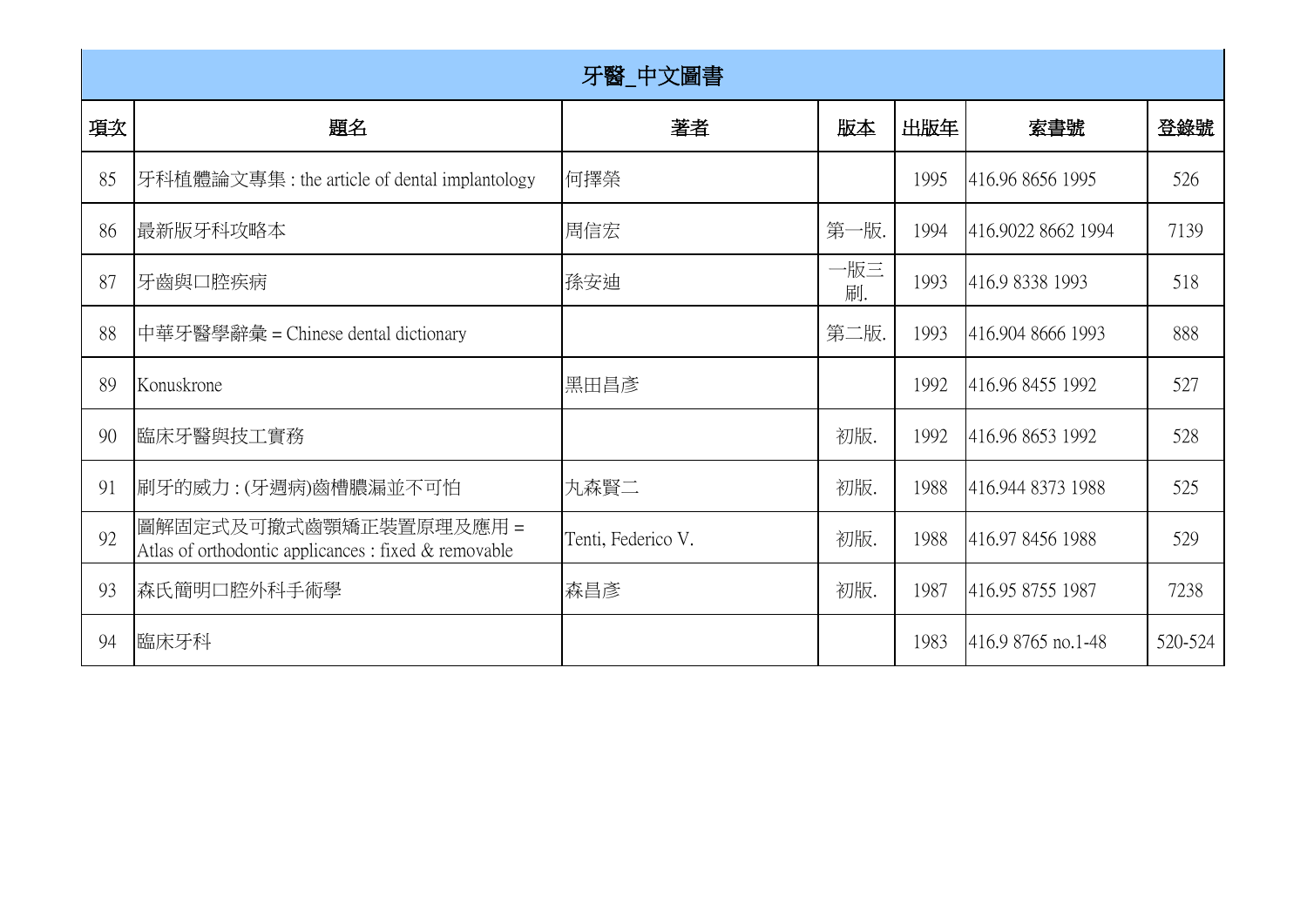| 牙醫_中文圖書 | | | | | | |
|---|---|---|---|---|---|---|
| 項次 | 題名 | 著者 | 版本 | 出版年 | 索書號 | 登錄號 |
| 85 | 牙科植體論文專集 : the article of dental implantology | 何擇榮 | | 1995 | 416.96 8656 1995 | 526 |
| 86 | 最新版牙科攻略本 | 周信宏 | 第一版. | 1994 | 416.9022 8662 1994 | 7139 |
| 87 | 牙齒與口腔疾病 | 孫安迪 | 一版三刷. | 1993 | 416.9 8338 1993 | 518 |
| 88 | 中華牙醫學辭彙 = Chinese dental dictionary | | 第二版. | 1993 | 416.904 8666 1993 | 888 |
| 89 | Konuskrone | 黑田昌彥 | | 1992 | 416.96 8455 1992 | 527 |
| 90 | 臨床牙醫與技工實務 | | 初版. | 1992 | 416.96 8653 1992 | 528 |
| 91 | 刷牙的威力 : (牙週病)齒槽膿漏並不可怕 | 丸森賢二 | 初版. | 1988 | 416.944 8373 1988 | 525 |
| 92 | 圖解固定式及可撤式齒顎矯正裝置原理及應用 = Atlas of orthodontic applicances : fixed & removable | Tenti, Federico V. | 初版. | 1988 | 416.97 8456 1988 | 529 |
| 93 | 森氏簡明口腔外科手術學 | 森昌彥 | 初版. | 1987 | 416.95 8755 1987 | 7238 |
| 94 | 臨床牙科 | | | 1983 | 416.9 8765 no.1-48 | 520-524 |